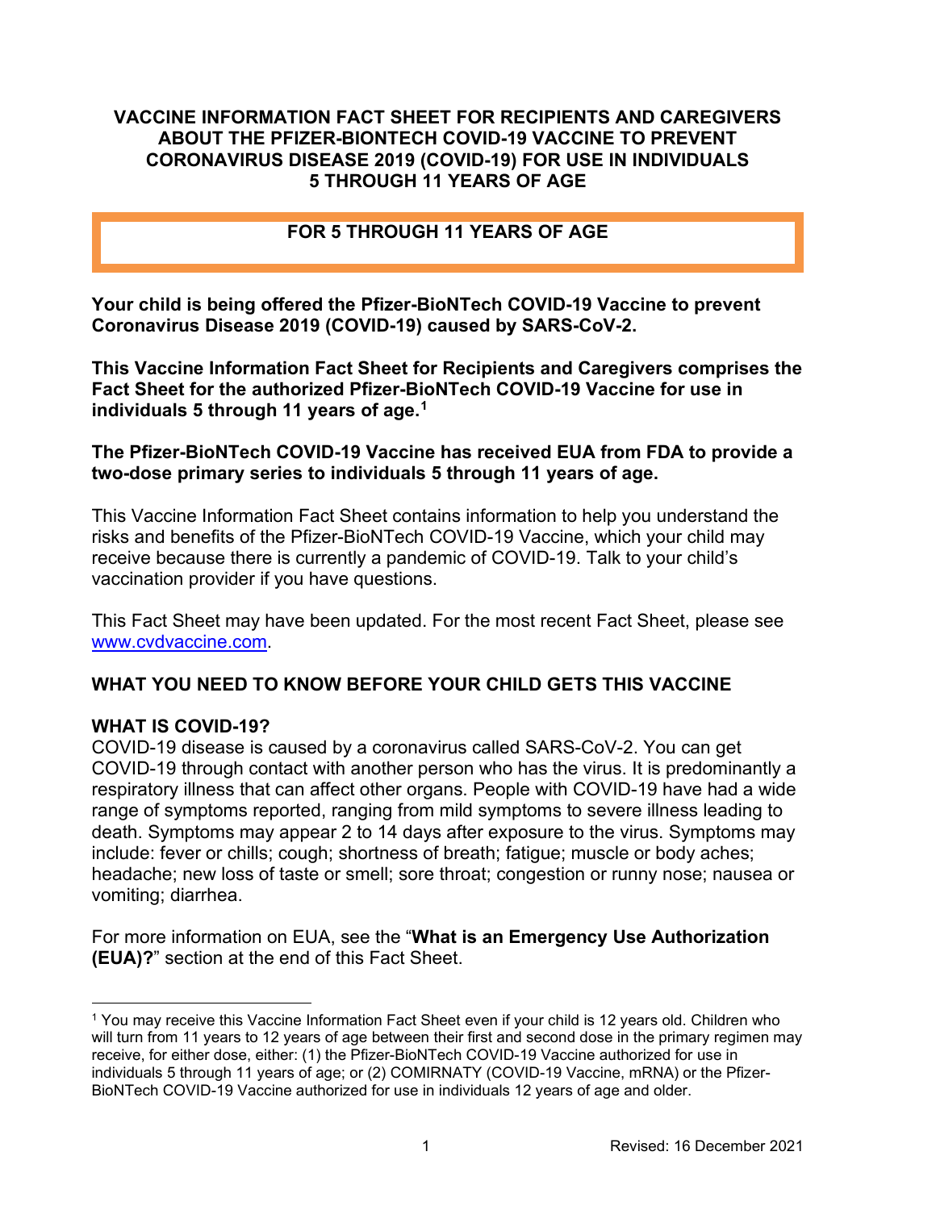# VACCINE INFORMATION FACT SHEET FOR RECIPIENTS AND CAREGIVERS ABOUT THE PFIZER-BIONTECH COVID-19 VACCINE TO PREVENT CORONAVIRUS DISEASE 2019 (COVID-19) FOR USE IN INDIVIDUALS 5 THROUGH 11 YEARS OF AGE

**FOR 5 THROUGH 11 YEARS OF AGE**

**Your child is being offered the Pfizer-BioNTech COVID-19 Vaccine to prevent Coronavirus Disease 2019 (COVID-19) caused by SARS-CoV-2.**

**This Vaccine Information Fact Sheet for Recipients and Caregivers comprises the Fact Sheet for the authorized Pfizer-BioNTech COVID-19 Vaccine for use in individuals 5 through 11 years of age.[1]**

**The Pfizer-BioNTech COVID-19 Vaccine has received EUA from FDA to provide a two-dose primary series to individuals 5 through 11 years of age.**

This Vaccine Information Fact Sheet contains information to help you understand the risks and benefits of the Pfizer-BioNTech COVID-19 Vaccine, which your child may receive because there is currently a pandemic of COVID-19. Talk to your child's vaccination provider if you have questions.

This Fact Sheet may have been updated. For the most recent Fact Sheet, please see www.cvdvaccine.com.

## WHAT YOU NEED TO KNOW BEFORE YOUR CHILD GETS THIS VACCINE

### WHAT IS COVID-19?

COVID-19 disease is caused by a coronavirus called SARS-CoV-2. You can get COVID-19 through contact with another person who has the virus. It is predominantly a respiratory illness that can affect other organs. People with COVID-19 have had a wide range of symptoms reported, ranging from mild symptoms to severe illness leading to death. Symptoms may appear 2 to 14 days after exposure to the virus. Symptoms may include: fever or chills; cough; shortness of breath; fatigue; muscle or body aches; headache; new loss of taste or smell; sore throat; congestion or runny nose; nausea or vomiting; diarrhea.

For more information on EUA, see the "**What is an Emergency Use Authorization (EUA)?**" section at the end of this Fact Sheet.

---

[1] You may receive this Vaccine Information Fact Sheet even if your child is 12 years old. Children who will turn from 11 years to 12 years of age between their first and second dose in the primary regimen may receive, for either dose, either: (1) the Pfizer-BioNTech COVID-19 Vaccine authorized for use in individuals 5 through 11 years of age; or (2) COMIRNATY (COVID-19 Vaccine, mRNA) or the Pfizer-BioNTech COVID-19 Vaccine authorized for use in individuals 12 years of age and older.

Revised: 16 December 2021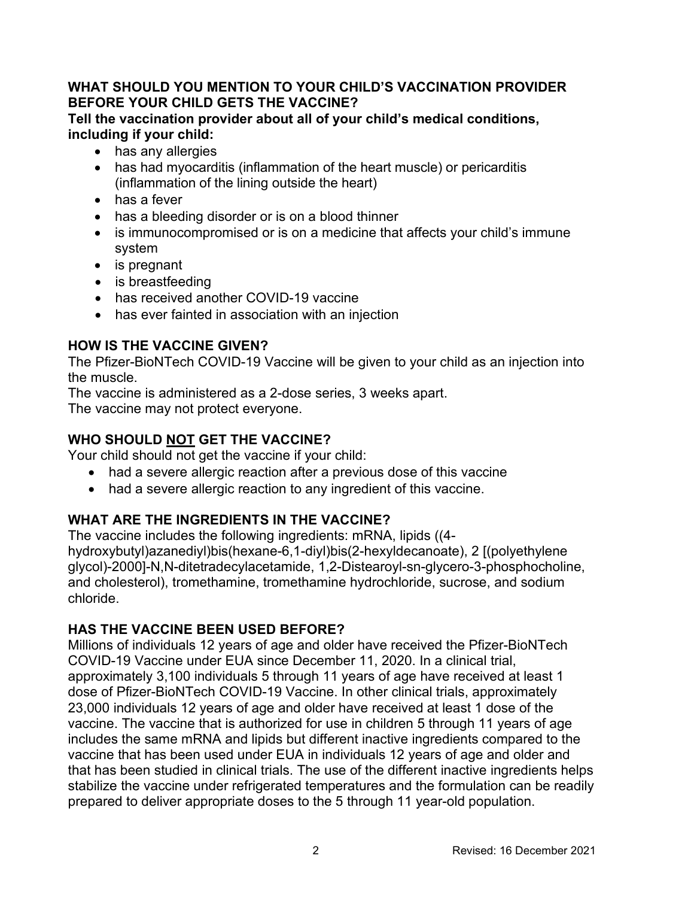## WHAT SHOULD YOU MENTION TO YOUR CHILD'S VACCINATION PROVIDER BEFORE YOUR CHILD GETS THE VACCINE?

**Tell the vaccination provider about all of your child's medical conditions, including if your child:**

- has any allergies
- has had myocarditis (inflammation of the heart muscle) or pericarditis (inflammation of the lining outside the heart)
- has a fever
- has a bleeding disorder or is on a blood thinner
- is immunocompromised or is on a medicine that affects your child's immune system
- is pregnant
- is breastfeeding
- has received another COVID-19 vaccine
- has ever fainted in association with an injection

## HOW IS THE VACCINE GIVEN?

The Pfizer-BioNTech COVID-19 Vaccine will be given to your child as an injection into the muscle.

The vaccine is administered as a 2-dose series, 3 weeks apart.

The vaccine may not protect everyone.

## WHO SHOULD NOT GET THE VACCINE?

Your child should not get the vaccine if your child:

- had a severe allergic reaction after a previous dose of this vaccine
- had a severe allergic reaction to any ingredient of this vaccine.

## WHAT ARE THE INGREDIENTS IN THE VACCINE?

The vaccine includes the following ingredients: mRNA, lipids ((4-hydroxybutyl)azanediyl)bis(hexane-6,1-diyl)bis(2-hexyldecanoate), 2 [(polyethylene glycol)-2000]-N,N-ditetradecylacetamide, 1,2-Distearoyl-sn-glycero-3-phosphocholine, and cholesterol), tromethamine, tromethamine hydrochloride, sucrose, and sodium chloride.

## HAS THE VACCINE BEEN USED BEFORE?

Millions of individuals 12 years of age and older have received the Pfizer-BioNTech COVID-19 Vaccine under EUA since December 11, 2020. In a clinical trial, approximately 3,100 individuals 5 through 11 years of age have received at least 1 dose of Pfizer-BioNTech COVID-19 Vaccine. In other clinical trials, approximately 23,000 individuals 12 years of age and older have received at least 1 dose of the vaccine. The vaccine that is authorized for use in children 5 through 11 years of age includes the same mRNA and lipids but different inactive ingredients compared to the vaccine that has been used under EUA in individuals 12 years of age and older and that has been studied in clinical trials. The use of the different inactive ingredients helps stabilize the vaccine under refrigerated temperatures and the formulation can be readily prepared to deliver appropriate doses to the 5 through 11 year-old population.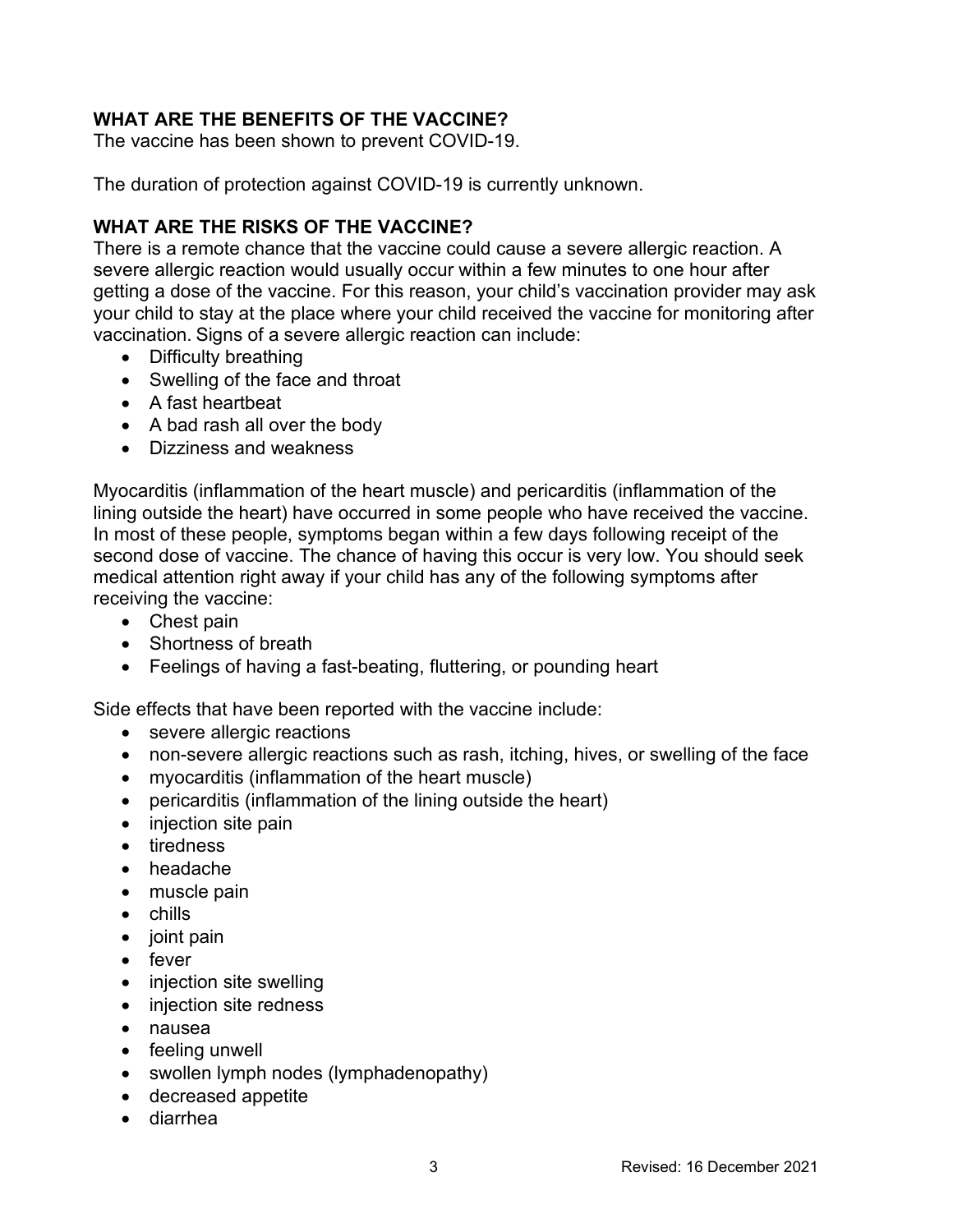## WHAT ARE THE BENEFITS OF THE VACCINE?

The vaccine has been shown to prevent COVID-19.

The duration of protection against COVID-19 is currently unknown.

## WHAT ARE THE RISKS OF THE VACCINE?

There is a remote chance that the vaccine could cause a severe allergic reaction. A severe allergic reaction would usually occur within a few minutes to one hour after getting a dose of the vaccine. For this reason, your child's vaccination provider may ask your child to stay at the place where your child received the vaccine for monitoring after vaccination. Signs of a severe allergic reaction can include:

- Difficulty breathing
- Swelling of the face and throat
- A fast heartbeat
- A bad rash all over the body
- Dizziness and weakness

Myocarditis (inflammation of the heart muscle) and pericarditis (inflammation of the lining outside the heart) have occurred in some people who have received the vaccine. In most of these people, symptoms began within a few days following receipt of the second dose of vaccine. The chance of having this occur is very low. You should seek medical attention right away if your child has any of the following symptoms after receiving the vaccine:

- Chest pain
- Shortness of breath
- Feelings of having a fast-beating, fluttering, or pounding heart

Side effects that have been reported with the vaccine include:

- severe allergic reactions
- non-severe allergic reactions such as rash, itching, hives, or swelling of the face
- myocarditis (inflammation of the heart muscle)
- pericarditis (inflammation of the lining outside the heart)
- injection site pain
- tiredness
- headache
- muscle pain
- chills
- joint pain
- fever
- injection site swelling
- injection site redness
- nausea
- feeling unwell
- swollen lymph nodes (lymphadenopathy)
- decreased appetite
- diarrhea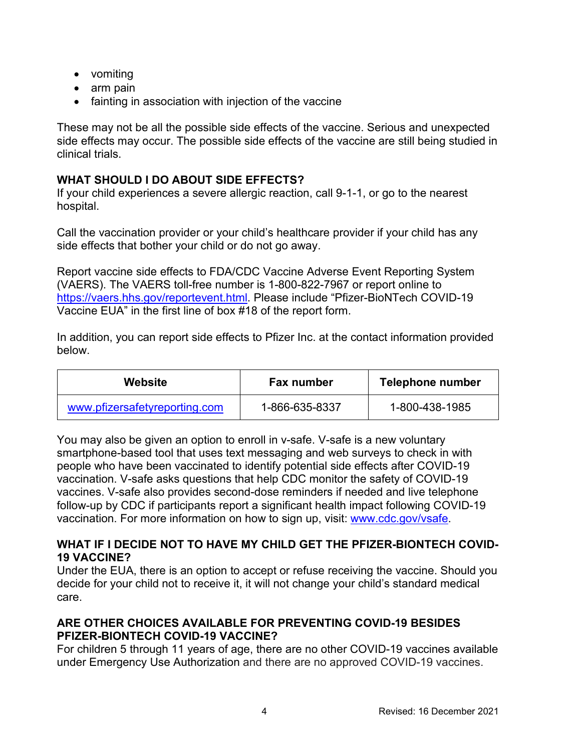- vomiting
- arm pain
- fainting in association with injection of the vaccine

These may not be all the possible side effects of the vaccine. Serious and unexpected side effects may occur. The possible side effects of the vaccine are still being studied in clinical trials.

**WHAT SHOULD I DO ABOUT SIDE EFFECTS?**

If your child experiences a severe allergic reaction, call 9-1-1, or go to the nearest hospital.

Call the vaccination provider or your child's healthcare provider if your child has any side effects that bother your child or do not go away.

Report vaccine side effects to FDA/CDC Vaccine Adverse Event Reporting System (VAERS). The VAERS toll-free number is 1-800-822-7967 or report online to https://vaers.hhs.gov/reportevent.html. Please include "Pfizer-BioNTech COVID-19 Vaccine EUA" in the first line of box #18 of the report form.

In addition, you can report side effects to Pfizer Inc. at the contact information provided below.

| Website | Fax number | Telephone number |
| --- | --- | --- |
| www.pfizersafetyreporting.com | 1-866-635-8337 | 1-800-438-1985 |

You may also be given an option to enroll in v-safe. V-safe is a new voluntary smartphone-based tool that uses text messaging and web surveys to check in with people who have been vaccinated to identify potential side effects after COVID-19 vaccination. V-safe asks questions that help CDC monitor the safety of COVID-19 vaccines. V-safe also provides second-dose reminders if needed and live telephone follow-up by CDC if participants report a significant health impact following COVID-19 vaccination. For more information on how to sign up, visit: www.cdc.gov/vsafe.

**WHAT IF I DECIDE NOT TO HAVE MY CHILD GET THE PFIZER-BIONTECH COVID-19 VACCINE?**

Under the EUA, there is an option to accept or refuse receiving the vaccine. Should you decide for your child not to receive it, it will not change your child's standard medical care.

**ARE OTHER CHOICES AVAILABLE FOR PREVENTING COVID-19 BESIDES PFIZER-BIONTECH COVID-19 VACCINE?**

For children 5 through 11 years of age, there are no other COVID-19 vaccines available under Emergency Use Authorization and there are no approved COVID-19 vaccines.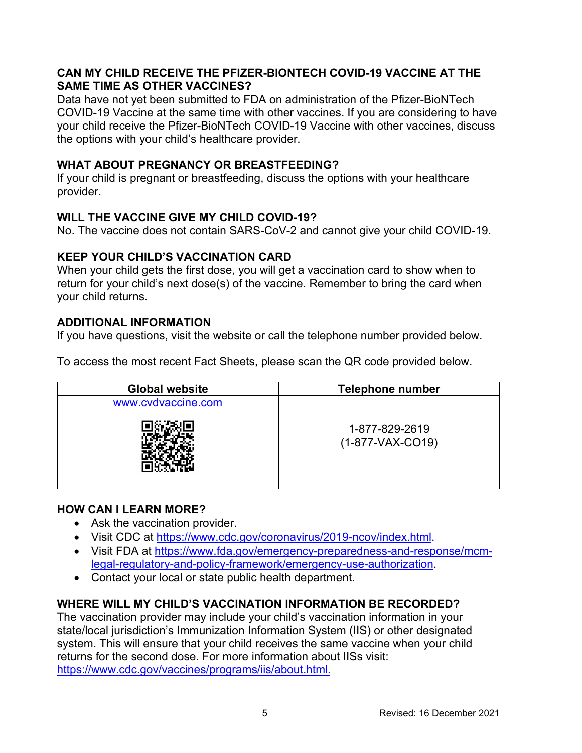## CAN MY CHILD RECEIVE THE PFIZER-BIONTECH COVID-19 VACCINE AT THE SAME TIME AS OTHER VACCINES?

Data have not yet been submitted to FDA on administration of the Pfizer-BioNTech COVID-19 Vaccine at the same time with other vaccines. If you are considering to have your child receive the Pfizer-BioNTech COVID-19 Vaccine with other vaccines, discuss the options with your child's healthcare provider.

## WHAT ABOUT PREGNANCY OR BREASTFEEDING?

If your child is pregnant or breastfeeding, discuss the options with your healthcare provider.

## WILL THE VACCINE GIVE MY CHILD COVID-19?

No. The vaccine does not contain SARS-CoV-2 and cannot give your child COVID-19.

## KEEP YOUR CHILD'S VACCINATION CARD

When your child gets the first dose, you will get a vaccination card to show when to return for your child's next dose(s) of the vaccine. Remember to bring the card when your child returns.

## ADDITIONAL INFORMATION

If you have questions, visit the website or call the telephone number provided below.

To access the most recent Fact Sheets, please scan the QR code provided below.

| Global website | Telephone number |
|---|---|
| www.cvdvaccine.com | 1-877-829-2619 (1-877-VAX-CO19) |

## HOW CAN I LEARN MORE?

- Ask the vaccination provider.
- Visit CDC at https://www.cdc.gov/coronavirus/2019-ncov/index.html.
- Visit FDA at https://www.fda.gov/emergency-preparedness-and-response/mcm-legal-regulatory-and-policy-framework/emergency-use-authorization.
- Contact your local or state public health department.

## WHERE WILL MY CHILD'S VACCINATION INFORMATION BE RECORDED?

The vaccination provider may include your child's vaccination information in your state/local jurisdiction's Immunization Information System (IIS) or other designated system. This will ensure that your child receives the same vaccine when your child returns for the second dose. For more information about IISs visit: https://www.cdc.gov/vaccines/programs/iis/about.html.

Revised: 16 December 2021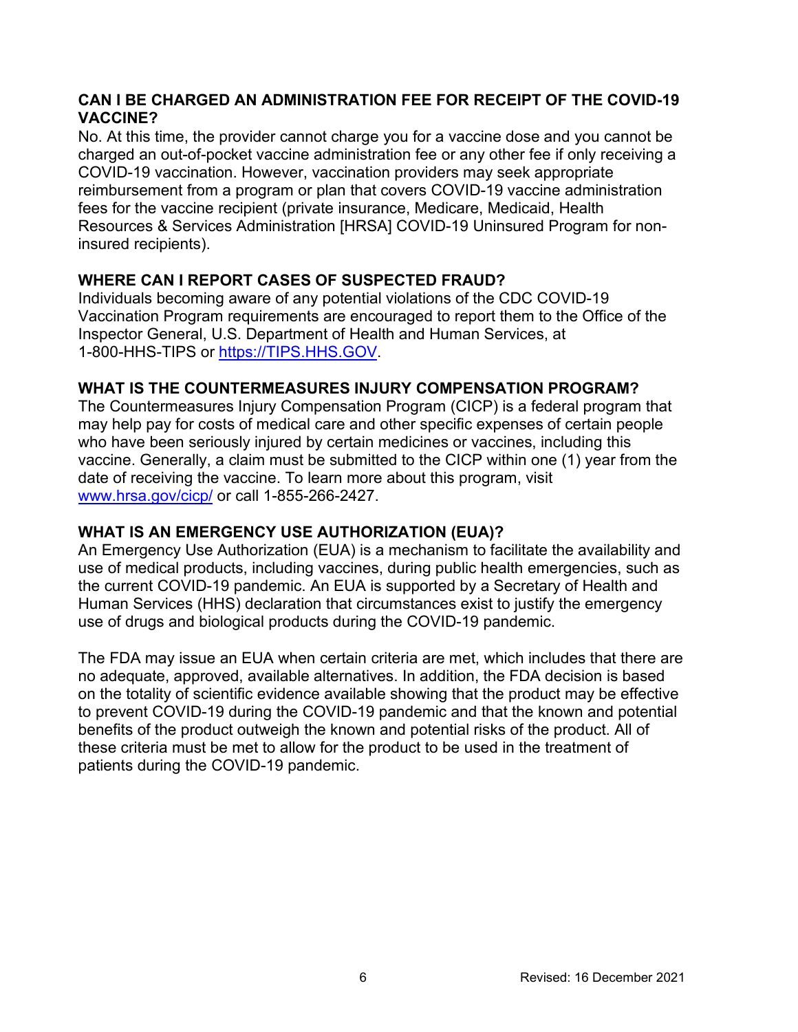## CAN I BE CHARGED AN ADMINISTRATION FEE FOR RECEIPT OF THE COVID-19 VACCINE?

No. At this time, the provider cannot charge you for a vaccine dose and you cannot be charged an out-of-pocket vaccine administration fee or any other fee if only receiving a COVID-19 vaccination. However, vaccination providers may seek appropriate reimbursement from a program or plan that covers COVID-19 vaccine administration fees for the vaccine recipient (private insurance, Medicare, Medicaid, Health Resources & Services Administration [HRSA] COVID-19 Uninsured Program for non-insured recipients).

## WHERE CAN I REPORT CASES OF SUSPECTED FRAUD?

Individuals becoming aware of any potential violations of the CDC COVID-19 Vaccination Program requirements are encouraged to report them to the Office of the Inspector General, U.S. Department of Health and Human Services, at 1-800-HHS-TIPS or [https://TIPS.HHS.GOV](https://TIPS.HHS.GOV).

## WHAT IS THE COUNTERMEASURES INJURY COMPENSATION PROGRAM?

The Countermeasures Injury Compensation Program (CICP) is a federal program that may help pay for costs of medical care and other specific expenses of certain people who have been seriously injured by certain medicines or vaccines, including this vaccine. Generally, a claim must be submitted to the CICP within one (1) year from the date of receiving the vaccine. To learn more about this program, visit [www.hrsa.gov/cicp/](www.hrsa.gov/cicp/) or call 1-855-266-2427.

## WHAT IS AN EMERGENCY USE AUTHORIZATION (EUA)?

An Emergency Use Authorization (EUA) is a mechanism to facilitate the availability and use of medical products, including vaccines, during public health emergencies, such as the current COVID-19 pandemic. An EUA is supported by a Secretary of Health and Human Services (HHS) declaration that circumstances exist to justify the emergency use of drugs and biological products during the COVID-19 pandemic.

The FDA may issue an EUA when certain criteria are met, which includes that there are no adequate, approved, available alternatives. In addition, the FDA decision is based on the totality of scientific evidence available showing that the product may be effective to prevent COVID-19 during the COVID-19 pandemic and that the known and potential benefits of the product outweigh the known and potential risks of the product. All of these criteria must be met to allow for the product to be used in the treatment of patients during the COVID-19 pandemic.

Revised: 16 December 2021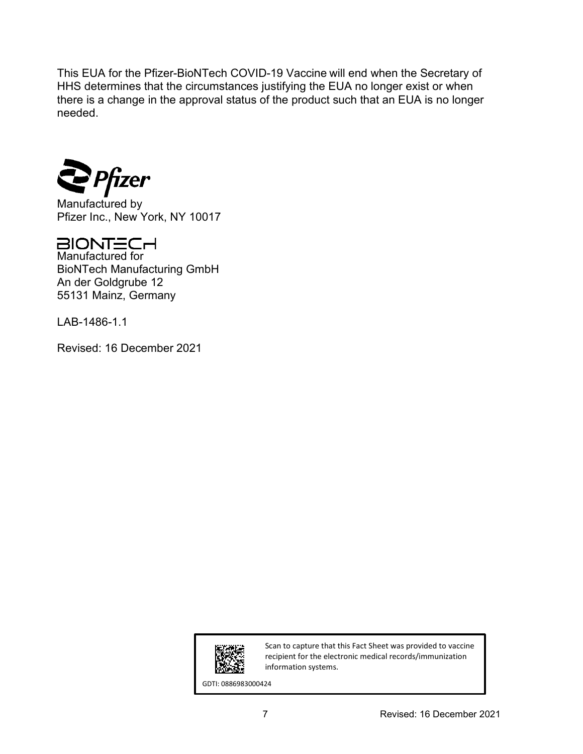This EUA for the Pfizer-BioNTech COVID-19 Vaccine will end when the Secretary of HHS determines that the circumstances justifying the EUA no longer exist or when there is a change in the approval status of the product such that an EUA is no longer needed.

Pfizer

Manufactured by
Pfizer Inc., New York, NY 10017

BIONTECH

Manufactured for
BioNTech Manufacturing GmbH
An der Goldgrube 12
55131 Mainz, Germany

LAB-1486-1.1

Revised: 16 December 2021

Scan to capture that this Fact Sheet was provided to vaccine recipient for the electronic medical records/immunization information systems.

GDTI: 0886983000424